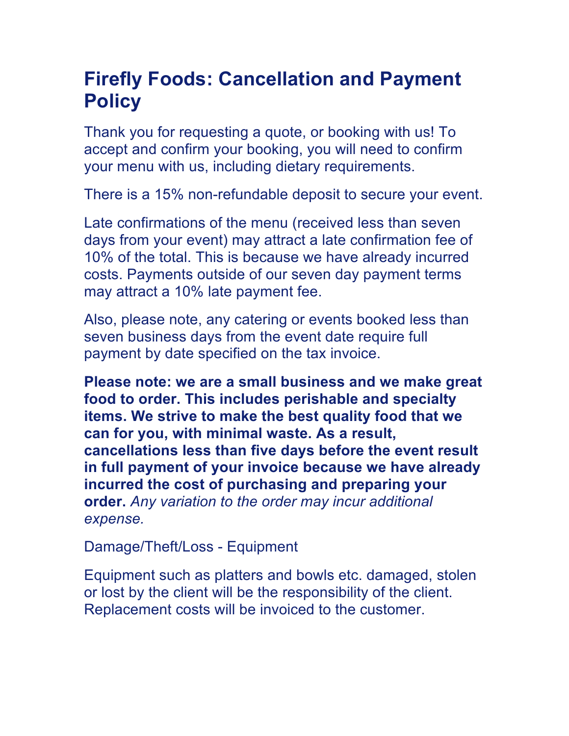# Firefly Foods: Cancellation and Payment Policy

Thank you for requesting a quote, or booking with us! To accept and confirm your booking, you will need to confirm your menu with us, including dietary requirements.

There is a 15% non-refundable deposit to secure your event.

Late confirmations of the menu (received less than seven days from your event) may attract a late confirmation fee of 10% of the total. This is because we have already incurred costs. Payments outside of our seven day payment terms may attract a 10% late payment fee.

Also, please note, any catering or events booked less than seven business days from the event date require full payment by date specified on the tax invoice.

**Please note: we are a small business and we make great food to order. This includes perishable and specialty items. We strive to make the best quality food that we can for you, with minimal waste. As a result, cancellations less than five days before the event result in full payment of your invoice because we have already incurred the cost of purchasing and preparing your order.** *Any variation to the order may incur additional expense.*

Damage/Theft/Loss - Equipment

Equipment such as platters and bowls etc. damaged, stolen or lost by the client will be the responsibility of the client. Replacement costs will be invoiced to the customer.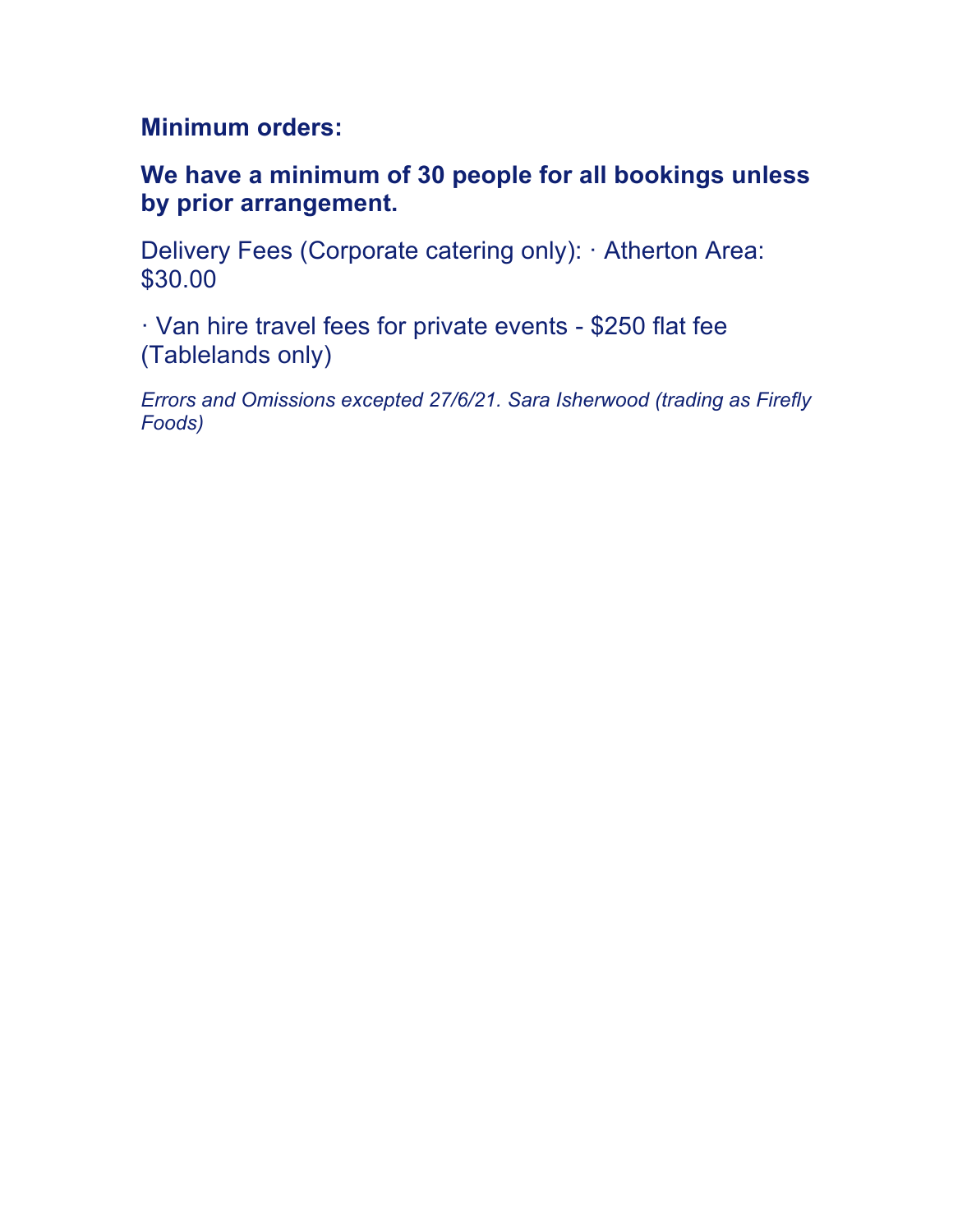**Minimum orders:**

**We have a minimum of 30 people for all bookings unless by prior arrangement.**

Delivery Fees (Corporate catering only): · Atherton Area: $30.00

· Van hire travel fees for private events - $250 flat fee (Tablelands only)

*Errors and Omissions excepted 27/6/21. Sara Isherwood (trading as Firefly Foods)*